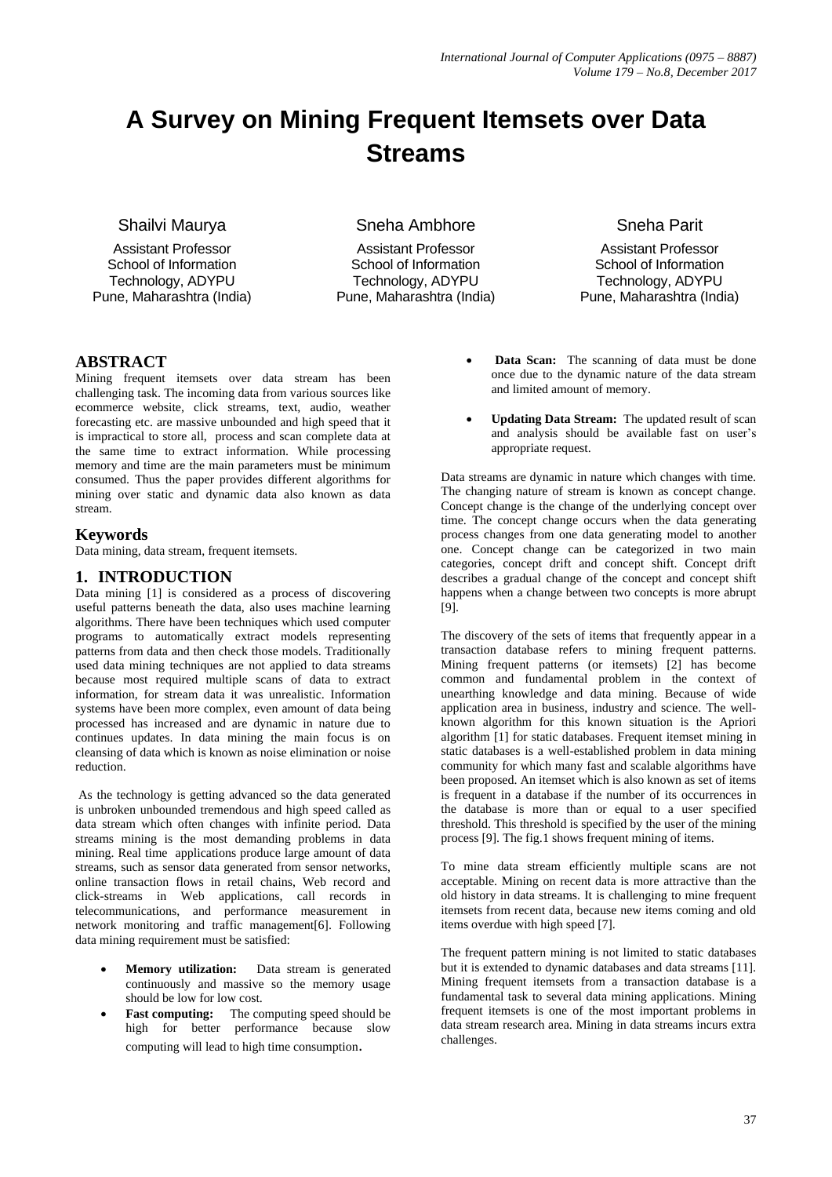# A Survey on Mining Frequent Itemsets over Data Streams

Shailvi Maurya
Assistant Professor
School of Information Technology, ADYPU
Pune, Maharashtra (India)

Sneha Ambhore
Assistant Professor
School of Information Technology, ADYPU
Pune, Maharashtra (India)

Sneha Parit
Assistant Professor
School of Information Technology, ADYPU
Pune, Maharashtra (India)

## ABSTRACT

Mining frequent itemsets over data stream has been challenging task. The incoming data from various sources like ecommerce website, click streams, text, audio, weather forecasting etc. are massive unbounded and high speed that it is impractical to store all, process and scan complete data at the same time to extract information. While processing memory and time are the main parameters must be minimum consumed. Thus the paper provides different algorithms for mining over static and dynamic data also known as data stream.

## Keywords

Data mining, data stream, frequent itemsets.

## 1. INTRODUCTION

Data mining [1] is considered as a process of discovering useful patterns beneath the data, also uses machine learning algorithms. There have been techniques which used computer programs to automatically extract models representing patterns from data and then check those models. Traditionally used data mining techniques are not applied to data streams because most required multiple scans of data to extract information, for stream data it was unrealistic. Information systems have been more complex, even amount of data being processed has increased and are dynamic in nature due to continues updates. In data mining the main focus is on cleansing of data which is known as noise elimination or noise reduction.

As the technology is getting advanced so the data generated is unbroken unbounded tremendous and high speed called as data stream which often changes with infinite period. Data streams mining is the most demanding problems in data mining. Real time applications produce large amount of data streams, such as sensor data generated from sensor networks, online transaction flows in retail chains, Web record and click-streams in Web applications, call records in telecommunications, and performance measurement in network monitoring and traffic management[6]. Following data mining requirement must be satisfied:

- **Memory utilization:** Data stream is generated continuously and massive so the memory usage should be low for low cost.
- **Fast computing:** The computing speed should be high for better performance because slow computing will lead to high time consumption.
- **Data Scan:** The scanning of data must be done once due to the dynamic nature of the data stream and limited amount of memory.
- **Updating Data Stream:** The updated result of scan and analysis should be available fast on user's appropriate request.

Data streams are dynamic in nature which changes with time. The changing nature of stream is known as concept change. Concept change is the change of the underlying concept over time. The concept change occurs when the data generating process changes from one data generating model to another one. Concept change can be categorized in two main categories, concept drift and concept shift. Concept drift describes a gradual change of the concept and concept shift happens when a change between two concepts is more abrupt [9].

The discovery of the sets of items that frequently appear in a transaction database refers to mining frequent patterns. Mining frequent patterns (or itemsets) [2] has become common and fundamental problem in the context of unearthing knowledge and data mining. Because of wide application area in business, industry and science. The well-known algorithm for this known situation is the Apriori algorithm [1] for static databases. Frequent itemset mining in static databases is a well-established problem in data mining community for which many fast and scalable algorithms have been proposed. An itemset which is also known as set of items is frequent in a database if the number of its occurrences in the database is more than or equal to a user specified threshold. This threshold is specified by the user of the mining process [9]. The fig.1 shows frequent mining of items.

To mine data stream efficiently multiple scans are not acceptable. Mining on recent data is more attractive than the old history in data streams. It is challenging to mine frequent itemsets from recent data, because new items coming and old items overdue with high speed [7].

The frequent pattern mining is not limited to static databases but it is extended to dynamic databases and data streams [11]. Mining frequent itemsets from a transaction database is a fundamental task to several data mining applications. Mining frequent itemsets is one of the most important problems in data stream research area. Mining in data streams incurs extra challenges.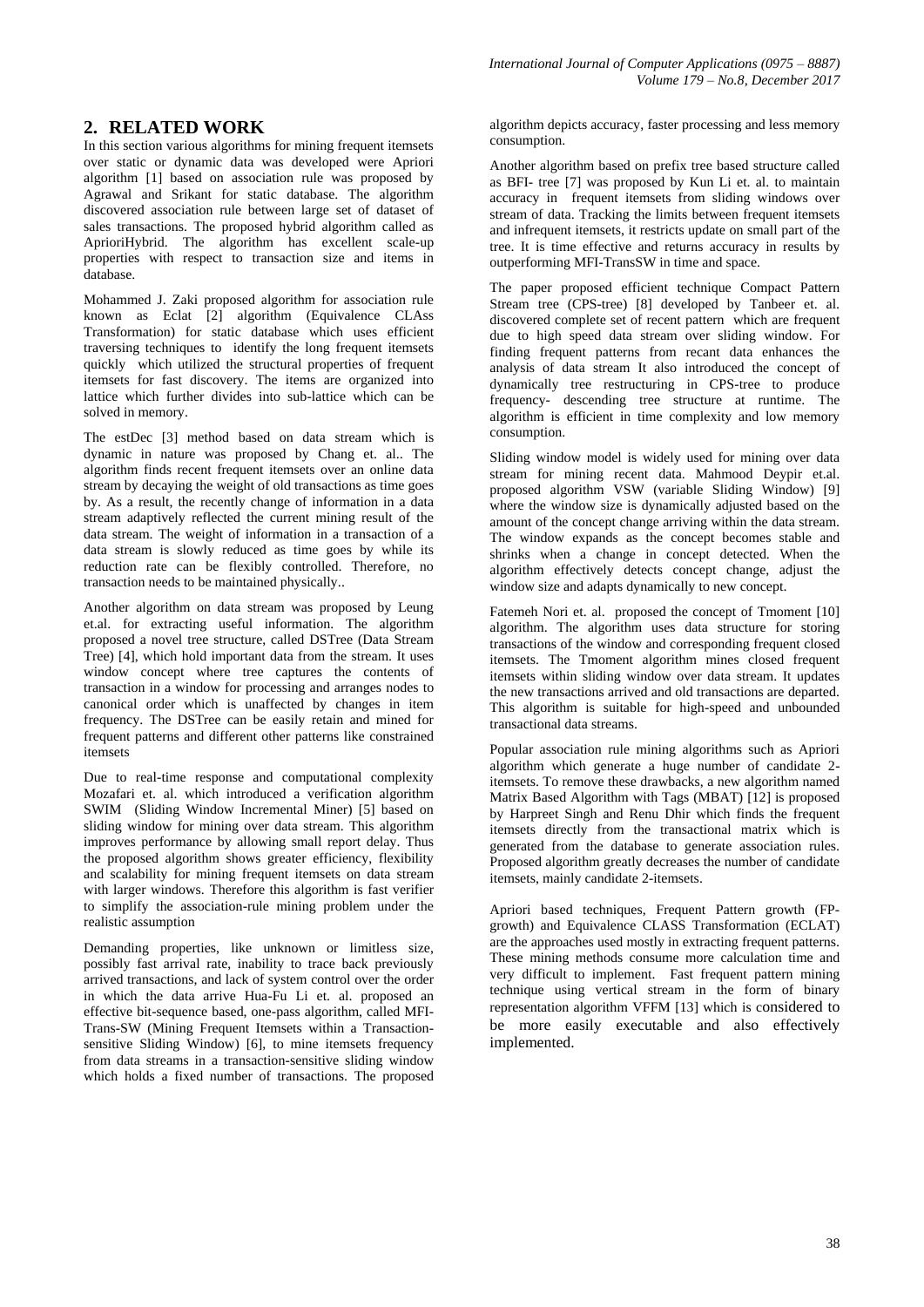## 2. RELATED WORK

In this section various algorithms for mining frequent itemsets over static or dynamic data was developed were Apriori algorithm [1] based on association rule was proposed by Agrawal and Srikant for static database. The algorithm discovered association rule between large set of dataset of sales transactions. The proposed hybrid algorithm called as AprioriHybrid. The algorithm has excellent scale-up properties with respect to transaction size and items in database.

Mohammed J. Zaki proposed algorithm for association rule known as Eclat [2] algorithm (Equivalence CLAss Transformation) for static database which uses efficient traversing techniques to identify the long frequent itemsets quickly which utilized the structural properties of frequent itemsets for fast discovery. The items are organized into lattice which further divides into sub-lattice which can be solved in memory.

The estDec [3] method based on data stream which is dynamic in nature was proposed by Chang et. al.. The algorithm finds recent frequent itemsets over an online data stream by decaying the weight of old transactions as time goes by. As a result, the recently change of information in a data stream adaptively reflected the current mining result of the data stream. The weight of information in a transaction of a data stream is slowly reduced as time goes by while its reduction rate can be flexibly controlled. Therefore, no transaction needs to be maintained physically..

Another algorithm on data stream was proposed by Leung et.al. for extracting useful information. The algorithm proposed a novel tree structure, called DSTree (Data Stream Tree) [4], which hold important data from the stream. It uses window concept where tree captures the contents of transaction in a window for processing and arranges nodes to canonical order which is unaffected by changes in item frequency. The DSTree can be easily retain and mined for frequent patterns and different other patterns like constrained itemsets

Due to real-time response and computational complexity Mozafari et. al. which introduced a verification algorithm SWIM (Sliding Window Incremental Miner) [5] based on sliding window for mining over data stream. This algorithm improves performance by allowing small report delay. Thus the proposed algorithm shows greater efficiency, flexibility and scalability for mining frequent itemsets on data stream with larger windows. Therefore this algorithm is fast verifier to simplify the association-rule mining problem under the realistic assumption

Demanding properties, like unknown or limitless size, possibly fast arrival rate, inability to trace back previously arrived transactions, and lack of system control over the order in which the data arrive Hua-Fu Li et. al. proposed an effective bit-sequence based, one-pass algorithm, called MFI-Trans-SW (Mining Frequent Itemsets within a Transaction-sensitive Sliding Window) [6], to mine itemsets frequency from data streams in a transaction-sensitive sliding window which holds a fixed number of transactions. The proposed algorithm depicts accuracy, faster processing and less memory consumption.

Another algorithm based on prefix tree based structure called as BFI- tree [7] was proposed by Kun Li et. al. to maintain accuracy in frequent itemsets from sliding windows over stream of data. Tracking the limits between frequent itemsets and infrequent itemsets, it restricts update on small part of the tree. It is time effective and returns accuracy in results by outperforming MFI-TransSW in time and space.

The paper proposed efficient technique Compact Pattern Stream tree (CPS-tree) [8] developed by Tanbeer et. al. discovered complete set of recent pattern which are frequent due to high speed data stream over sliding window. For finding frequent patterns from recant data enhances the analysis of data stream It also introduced the concept of dynamically tree restructuring in CPS-tree to produce frequency- descending tree structure at runtime. The algorithm is efficient in time complexity and low memory consumption.

Sliding window model is widely used for mining over data stream for mining recent data. Mahmood Deypir et.al. proposed algorithm VSW (variable Sliding Window) [9] where the window size is dynamically adjusted based on the amount of the concept change arriving within the data stream. The window expands as the concept becomes stable and shrinks when a change in concept detected. When the algorithm effectively detects concept change, adjust the window size and adapts dynamically to new concept.

Fatemeh Nori et. al. proposed the concept of Tmoment [10] algorithm. The algorithm uses data structure for storing transactions of the window and corresponding frequent closed itemsets. The Tmoment algorithm mines closed frequent itemsets within sliding window over data stream. It updates the new transactions arrived and old transactions are departed. This algorithm is suitable for high-speed and unbounded transactional data streams.

Popular association rule mining algorithms such as Apriori algorithm which generate a huge number of candidate 2-itemsets. To remove these drawbacks, a new algorithm named Matrix Based Algorithm with Tags (MBAT) [12] is proposed by Harpreet Singh and Renu Dhir which finds the frequent itemsets directly from the transactional matrix which is generated from the database to generate association rules. Proposed algorithm greatly decreases the number of candidate itemsets, mainly candidate 2-itemsets.

Apriori based techniques, Frequent Pattern growth (FP-growth) and Equivalence CLASS Transformation (ECLAT) are the approaches used mostly in extracting frequent patterns. These mining methods consume more calculation time and very difficult to implement. Fast frequent pattern mining technique using vertical stream in the form of binary representation algorithm VFFM [13] which is considered to be more easily executable and also effectively implemented.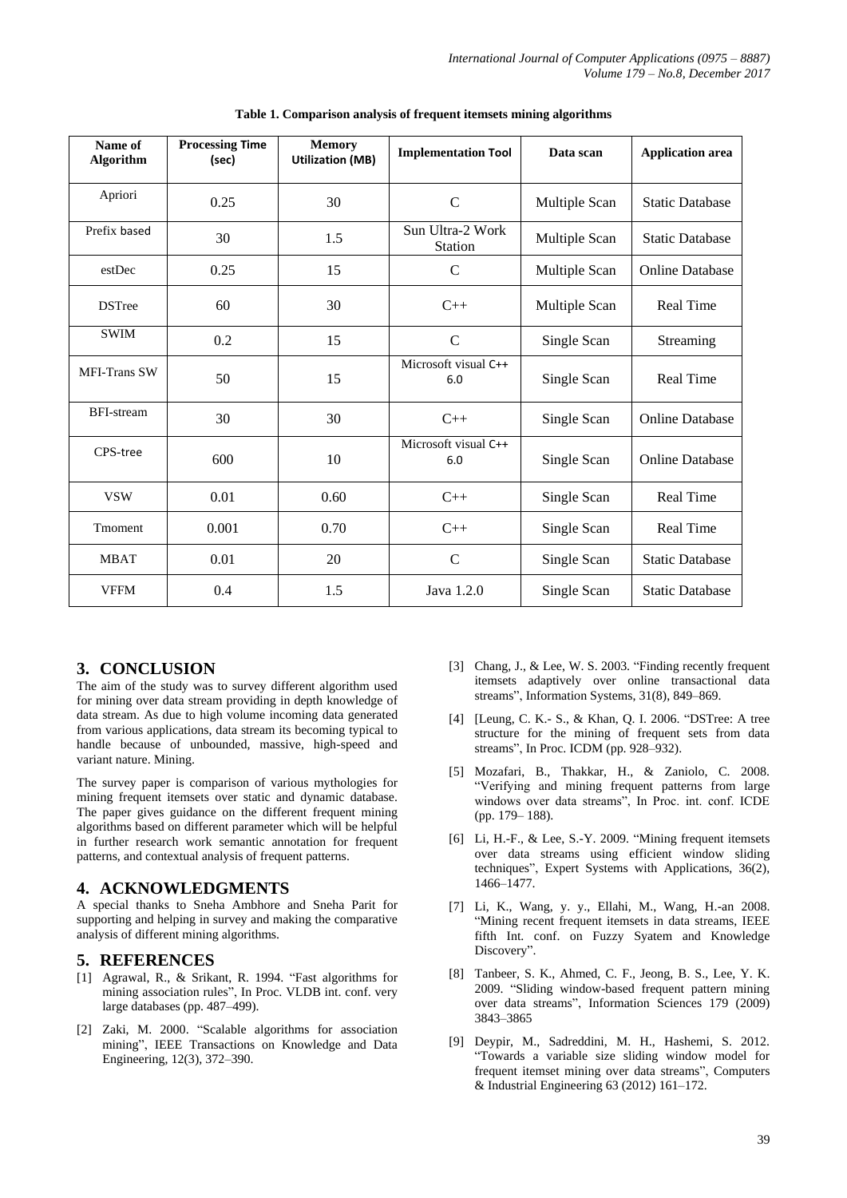**Table 1. Comparison analysis of frequent itemsets mining algorithms**

| Name of Algorithm | Processing Time (sec) | Memory Utilization (MB) | Implementation Tool | Data scan | Application area |
|---|---|---|---|---|---|
| Apriori | 0.25 | 30 | C | Multiple Scan | Static Database |
| Prefix based | 30 | 1.5 | Sun Ultra-2 Work Station | Multiple Scan | Static Database |
| estDec | 0.25 | 15 | C | Multiple Scan | Online Database |
| DSTree | 60 | 30 | C++ | Multiple Scan | Real Time |
| SWIM | 0.2 | 15 | C | Single Scan | Streaming |
| MFI-Trans SW | 50 | 15 | Microsoft visual C++ 6.0 | Single Scan | Real Time |
| BFI-stream | 30 | 30 | C++ | Single Scan | Online Database |
| CPS-tree | 600 | 10 | Microsoft visual C++ 6.0 | Single Scan | Online Database |
| VSW | 0.01 | 0.60 | C++ | Single Scan | Real Time |
| Tmoment | 0.001 | 0.70 | C++ | Single Scan | Real Time |
| MBAT | 0.01 | 20 | C | Single Scan | Static Database |
| VFFM | 0.4 | 1.5 | Java 1.2.0 | Single Scan | Static Database |

## 3. CONCLUSION

The aim of the study was to survey different algorithm used for mining over data stream providing in depth knowledge of data stream. As due to high volume incoming data generated from various applications, data stream its becoming typical to handle because of unbounded, massive, high-speed and variant nature. Mining.

The survey paper is comparison of various mythologies for mining frequent itemsets over static and dynamic database. The paper gives guidance on the different frequent mining algorithms based on different parameter which will be helpful in further research work semantic annotation for frequent patterns, and contextual analysis of frequent patterns.

## 4. ACKNOWLEDGMENTS

A special thanks to Sneha Ambhore and Sneha Parit for supporting and helping in survey and making the comparative analysis of different mining algorithms.

## 5. REFERENCES

[1] Agrawal, R., & Srikant, R. 1994. "Fast algorithms for mining association rules", In Proc. VLDB int. conf. very large databases (pp. 487–499).

[2] Zaki, M. 2000. "Scalable algorithms for association mining", IEEE Transactions on Knowledge and Data Engineering, 12(3), 372–390.

[3] Chang, J., & Lee, W. S. 2003. "Finding recently frequent itemsets adaptively over online transactional data streams", Information Systems, 31(8), 849–869.

[4] [Leung, C. K.- S., & Khan, Q. I. 2006. "DSTree: A tree structure for the mining of frequent sets from data streams", In Proc. ICDM (pp. 928–932).

[5] Mozafari, B., Thakkar, H., & Zaniolo, C. 2008. "Verifying and mining frequent patterns from large windows over data streams", In Proc. int. conf. ICDE (pp. 179– 188).

[6] Li, H.-F., & Lee, S.-Y. 2009. "Mining frequent itemsets over data streams using efficient window sliding techniques", Expert Systems with Applications, 36(2), 1466–1477.

[7] Li, K., Wang, y. y., Ellahi, M., Wang, H.-an 2008. "Mining recent frequent itemsets in data streams, IEEE fifth Int. conf. on Fuzzy Syatem and Knowledge Discovery".

[8] Tanbeer, S. K., Ahmed, C. F., Jeong, B. S., Lee, Y. K. 2009. "Sliding window-based frequent pattern mining over data streams", Information Sciences 179 (2009) 3843–3865

[9] Deypir, M., Sadreddini, M. H., Hashemi, S. 2012. "Towards a variable size sliding window model for frequent itemset mining over data streams", Computers & Industrial Engineering 63 (2012) 161–172.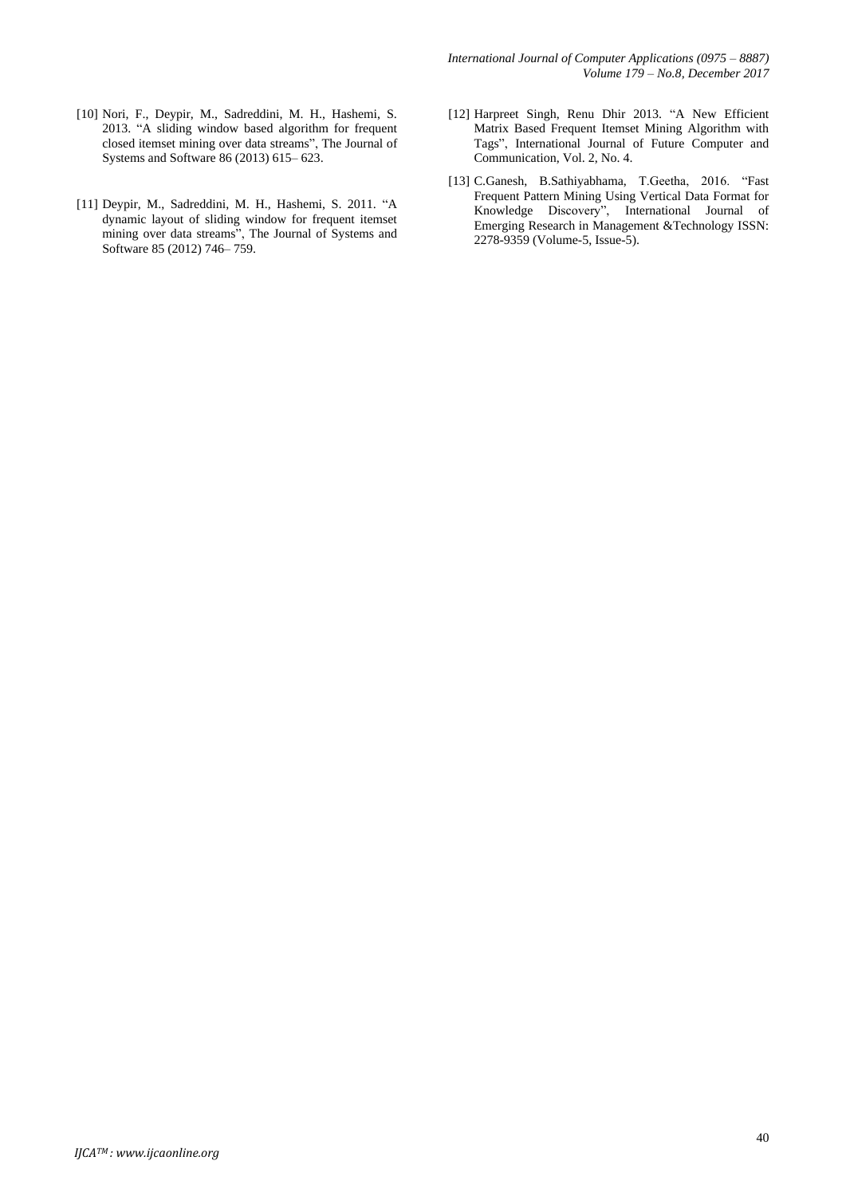[10] Nori, F., Deypir, M., Sadreddini, M. H., Hashemi, S. 2013. "A sliding window based algorithm for frequent closed itemset mining over data streams", The Journal of Systems and Software 86 (2013) 615– 623.

[11] Deypir, M., Sadreddini, M. H., Hashemi, S. 2011. "A dynamic layout of sliding window for frequent itemset mining over data streams", The Journal of Systems and Software 85 (2012) 746– 759.

[12] Harpreet Singh, Renu Dhir 2013. "A New Efficient Matrix Based Frequent Itemset Mining Algorithm with Tags", International Journal of Future Computer and Communication, Vol. 2, No. 4.

[13] C.Ganesh, B.Sathiyabhama, T.Geetha, 2016. "Fast Frequent Pattern Mining Using Vertical Data Format for Knowledge Discovery", International Journal of Emerging Research in Management &Technology ISSN: 2278-9359 (Volume-5, Issue-5).